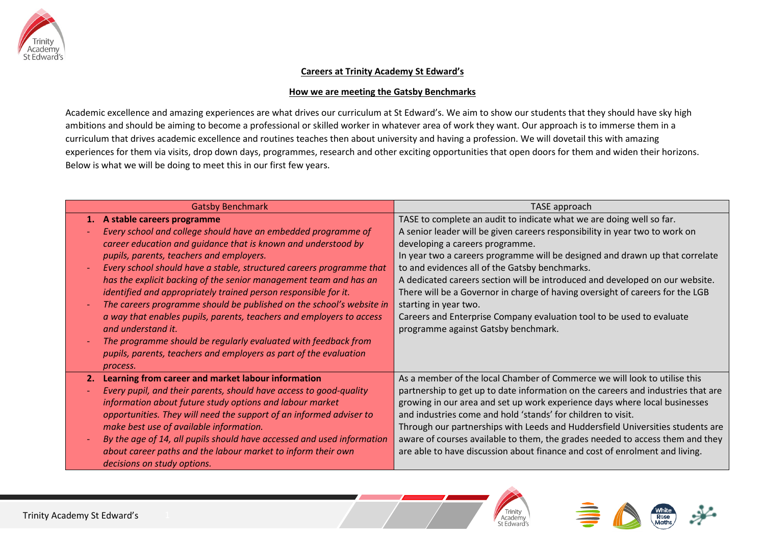## Careers at Trinity Academy St Edward's

### How we are meeting the Gatsby Benchmarks

Academic excellence and amazing experiences are what drives our curriculum at St Edward's. We aim to show our students that they should have sky high ambitions and should be aiming to become a professional or skilled worker in whatever area of work they want. Our approach is to immerse them in a curriculum that drives academic excellence and routines teaches then about university and having a profession. We will dovetail this with amazing experiences for them via visits, drop down days, programmes, research and other exciting opportunities that open doors for them and widen their horizons. Below is what we will be doing to meet this in our first few years.

| Gatsby Benchmark | TASE approach |
| --- | --- |
| **1. A stable careers programme**<br>- *Every school and college should have an embedded programme of career education and guidance that is known and understood by pupils, parents, teachers and employers.*<br>- *Every school should have a stable, structured careers programme that has the explicit backing of the senior management team and has an identified and appropriately trained person responsible for it.*<br>- *The careers programme should be published on the school's website in a way that enables pupils, parents, teachers and employers to access and understand it.*<br>- *The programme should be regularly evaluated with feedback from pupils, parents, teachers and employers as part of the evaluation process.* | TASE to complete an audit to indicate what we are doing well so far.<br>A senior leader will be given careers responsibility in year two to work on developing a careers programme.<br>In year two a careers programme will be designed and drawn up that correlate to and evidences all of the Gatsby benchmarks.<br>A dedicated careers section will be introduced and developed on our website.<br>There will be a Governor in charge of having oversight of careers for the LGB starting in year two.<br>Careers and Enterprise Company evaluation tool to be used to evaluate programme against Gatsby benchmark. |
| **2. Learning from career and market labour information**<br>- *Every pupil, and their parents, should have access to good-quality information about future study options and labour market opportunities. They will need the support of an informed adviser to make best use of available information.*<br>- *By the age of 14, all pupils should have accessed and used information about career paths and the labour market to inform their own decisions on study options.* | As a member of the local Chamber of Commerce we will look to utilise this partnership to get up to date information on the careers and industries that are growing in our area and set up work experience days where local businesses and industries come and hold 'stands' for children to visit.<br>Through our partnerships with Leeds and Huddersfield Universities students are aware of courses available to them, the grades needed to access them and they are able to have discussion about finance and cost of enrolment and living. |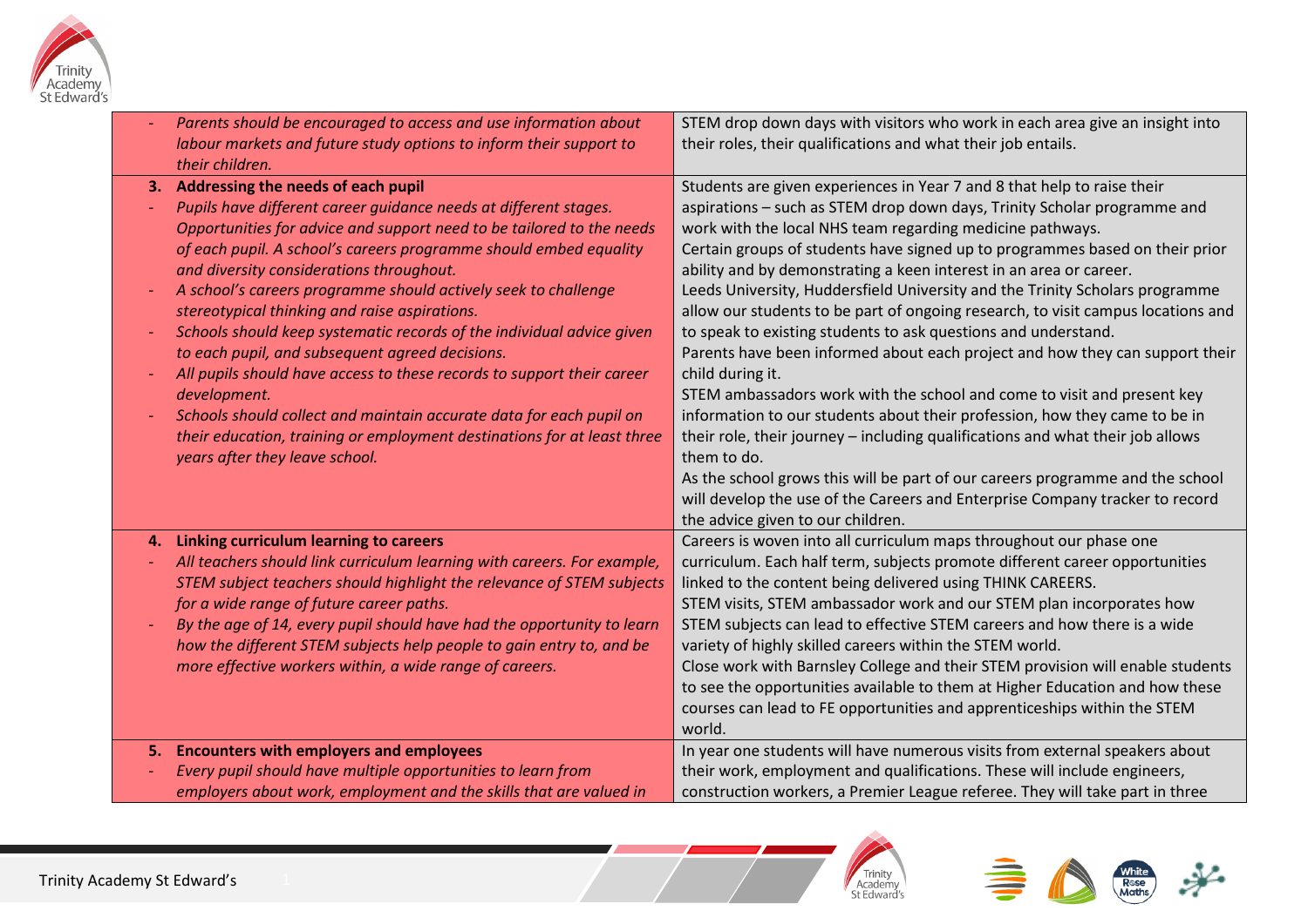| | |
|---|---|
| - *Parents should be encouraged to access and use information about labour markets and future study options to inform their support to their children.* | STEM drop down days with visitors who work in each area give an insight into their roles, their qualifications and what their job entails. |
| **3. Addressing the needs of each pupil**<br>- *Pupils have different career guidance needs at different stages. Opportunities for advice and support need to be tailored to the needs of each pupil. A school's careers programme should embed equality and diversity considerations throughout.*<br>- *A school's careers programme should actively seek to challenge stereotypical thinking and raise aspirations.*<br>- *Schools should keep systematic records of the individual advice given to each pupil, and subsequent agreed decisions.*<br>- *All pupils should have access to these records to support their career development.*<br>- *Schools should collect and maintain accurate data for each pupil on their education, training or employment destinations for at least three years after they leave school.* | Students are given experiences in Year 7 and 8 that help to raise their aspirations – such as STEM drop down days, Trinity Scholar programme and work with the local NHS team regarding medicine pathways.<br>Certain groups of students have signed up to programmes based on their prior ability and by demonstrating a keen interest in an area or career.<br>Leeds University, Huddersfield University and the Trinity Scholars programme allow our students to be part of ongoing research, to visit campus locations and to speak to existing students to ask questions and understand.<br>Parents have been informed about each project and how they can support their child during it.<br>STEM ambassadors work with the school and come to visit and present key information to our students about their profession, how they came to be in their role, their journey – including qualifications and what their job allows them to do.<br>As the school grows this will be part of our careers programme and the school will develop the use of the Careers and Enterprise Company tracker to record the advice given to our children. |
| **4. Linking curriculum learning to careers**<br>- *All teachers should link curriculum learning with careers. For example, STEM subject teachers should highlight the relevance of STEM subjects for a wide range of future career paths.*<br>- *By the age of 14, every pupil should have had the opportunity to learn how the different STEM subjects help people to gain entry to, and be more effective workers within, a wide range of careers.* | Careers is woven into all curriculum maps throughout our phase one curriculum. Each half term, subjects promote different career opportunities linked to the content being delivered using THINK CAREERS.<br>STEM visits, STEM ambassador work and our STEM plan incorporates how STEM subjects can lead to effective STEM careers and how there is a wide variety of highly skilled careers within the STEM world.<br>Close work with Barnsley College and their STEM provision will enable students to see the opportunities available to them at Higher Education and how these courses can lead to FE opportunities and apprenticeships within the STEM world. |
| **5. Encounters with employers and employees**<br>- *Every pupil should have multiple opportunities to learn from employers about work, employment and the skills that are valued in* | In year one students will have numerous visits from external speakers about their work, employment and qualifications. These will include engineers, construction workers, a Premier League referee. They will take part in three |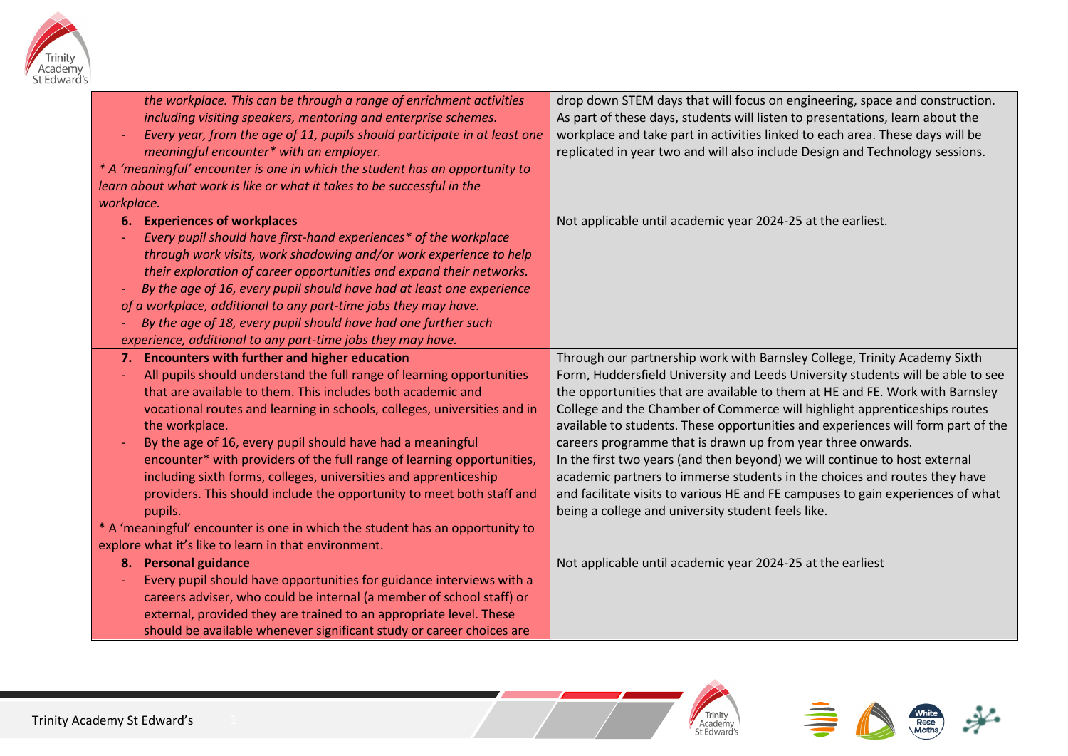| | |
|---|---|
| *the workplace. This can be through a range of enrichment activities including visiting speakers, mentoring and enterprise schemes.*<br>- *Every year, from the age of 11, pupils should participate in at least one meaningful encounter* with an employer.*<br>*\* A 'meaningful' encounter is one in which the student has an opportunity to learn about what work is like or what it takes to be successful in the workplace.* | drop down STEM days that will focus on engineering, space and construction. As part of these days, students will listen to presentations, learn about the workplace and take part in activities linked to each area. These days will be replicated in year two and will also include Design and Technology sessions. |
| **6. Experiences of workplaces**<br>- *Every pupil should have first-hand experiences* of the workplace through work visits, work shadowing and/or work experience to help their exploration of career opportunities and expand their networks.*<br>- *By the age of 16, every pupil should have had at least one experience of a workplace, additional to any part-time jobs they may have.*<br>- *By the age of 18, every pupil should have had one further such experience, additional to any part-time jobs they may have.* | Not applicable until academic year 2024-25 at the earliest. |
| **7. Encounters with further and higher education**<br>- All pupils should understand the full range of learning opportunities that are available to them. This includes both academic and vocational routes and learning in schools, colleges, universities and in the workplace.<br>- By the age of 16, every pupil should have had a meaningful encounter* with providers of the full range of learning opportunities, including sixth forms, colleges, universities and apprenticeship providers. This should include the opportunity to meet both staff and pupils.<br>* A 'meaningful' encounter is one in which the student has an opportunity to explore what it's like to learn in that environment. | Through our partnership work with Barnsley College, Trinity Academy Sixth Form, Huddersfield University and Leeds University students will be able to see the opportunities that are available to them at HE and FE. Work with Barnsley College and the Chamber of Commerce will highlight apprenticeships routes available to students. These opportunities and experiences will form part of the careers programme that is drawn up from year three onwards.<br>In the first two years (and then beyond) we will continue to host external academic partners to immerse students in the choices and routes they have and facilitate visits to various HE and FE campuses to gain experiences of what being a college and university student feels like. |
| **8. Personal guidance**<br>- Every pupil should have opportunities for guidance interviews with a careers adviser, who could be internal (a member of school staff) or external, provided they are trained to an appropriate level. These should be available whenever significant study or career choices are | Not applicable until academic year 2024-25 at the earliest |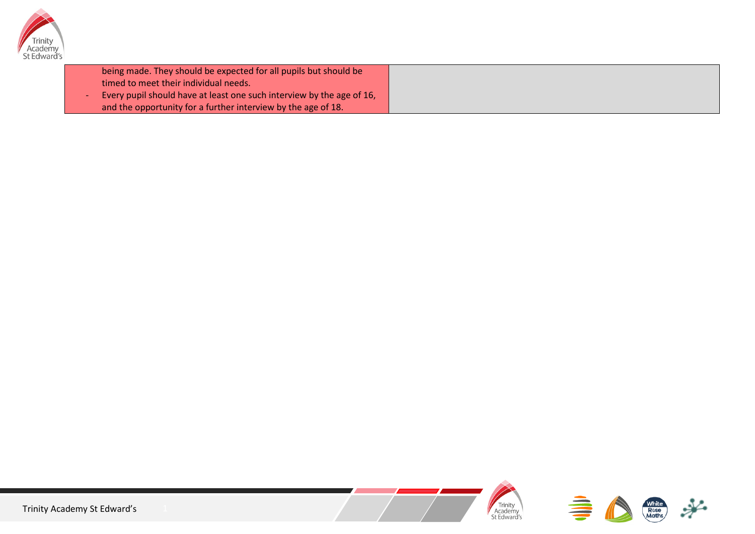| | |
|---|---|
| being made. They should be expected for all pupils but should be timed to meet their individual needs.<br>- Every pupil should have at least one such interview by the age of 16, and the opportunity for a further interview by the age of 18. | |